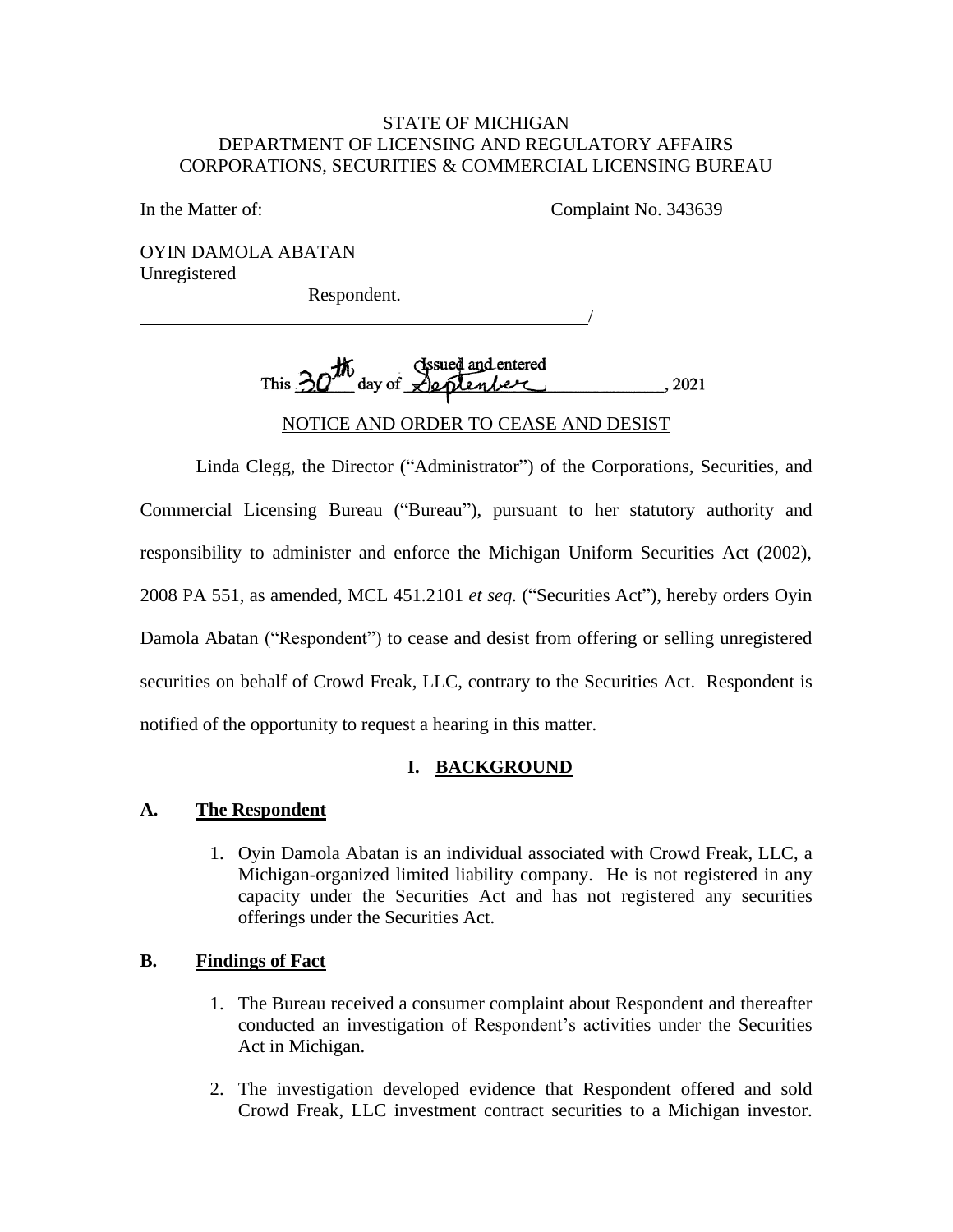STATE OF MICHIGAN
DEPARTMENT OF LICENSING AND REGULATORY AFFAIRS
CORPORATIONS, SECURITIES & COMMERCIAL LICENSING BUREAU

In the Matter of: Complaint No. 343639

OYIN DAMOLA ABATAN
Unregistered

Respondent.

/

Issued and entered
This 30th day of September, 2021

NOTICE AND ORDER TO CEASE AND DESIST

Linda Clegg, the Director ("Administrator") of the Corporations, Securities, and Commercial Licensing Bureau ("Bureau"), pursuant to her statutory authority and responsibility to administer and enforce the Michigan Uniform Securities Act (2002), 2008 PA 551, as amended, MCL 451.2101 *et seq.* ("Securities Act"), hereby orders Oyin Damola Abatan ("Respondent") to cease and desist from offering or selling unregistered securities on behalf of Crowd Freak, LLC, contrary to the Securities Act. Respondent is notified of the opportunity to request a hearing in this matter.

## I. BACKGROUND

### A. The Respondent

1. Oyin Damola Abatan is an individual associated with Crowd Freak, LLC, a Michigan-organized limited liability company. He is not registered in any capacity under the Securities Act and has not registered any securities offerings under the Securities Act.

### B. Findings of Fact

1. The Bureau received a consumer complaint about Respondent and thereafter conducted an investigation of Respondent's activities under the Securities Act in Michigan.

2. The investigation developed evidence that Respondent offered and sold Crowd Freak, LLC investment contract securities to a Michigan investor.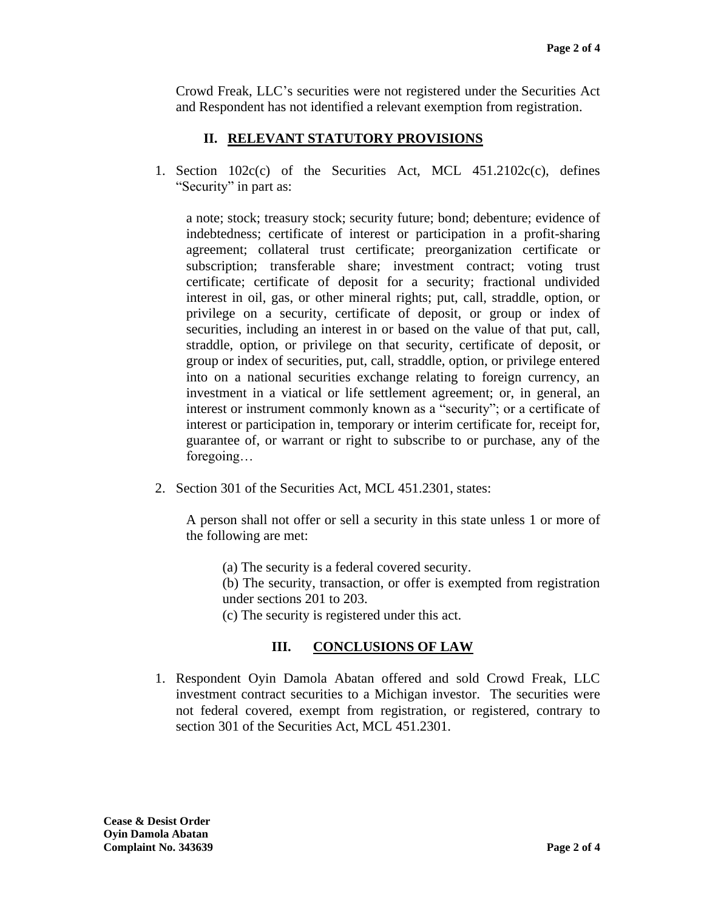Crowd Freak, LLC's securities were not registered under the Securities Act and Respondent has not identified a relevant exemption from registration.

## II. RELEVANT STATUTORY PROVISIONS

1. Section 102c(c) of the Securities Act, MCL 451.2102c(c), defines "Security" in part as:

   > a note; stock; treasury stock; security future; bond; debenture; evidence of indebtedness; certificate of interest or participation in a profit-sharing agreement; collateral trust certificate; preorganization certificate or subscription; transferable share; investment contract; voting trust certificate; certificate of deposit for a security; fractional undivided interest in oil, gas, or other mineral rights; put, call, straddle, option, or privilege on a security, certificate of deposit, or group or index of securities, including an interest in or based on the value of that put, call, straddle, option, or privilege on that security, certificate of deposit, or group or index of securities, put, call, straddle, option, or privilege entered into on a national securities exchange relating to foreign currency, an investment in a viatical or life settlement agreement; or, in general, an interest or instrument commonly known as a "security"; or a certificate of interest or participation in, temporary or interim certificate for, receipt for, guarantee of, or warrant or right to subscribe to or purchase, any of the foregoing…

2. Section 301 of the Securities Act, MCL 451.2301, states:

   > A person shall not offer or sell a security in this state unless 1 or more of the following are met:
   >
   > (a) The security is a federal covered security.
   > (b) The security, transaction, or offer is exempted from registration under sections 201 to 203.
   > (c) The security is registered under this act.

## III. CONCLUSIONS OF LAW

1. Respondent Oyin Damola Abatan offered and sold Crowd Freak, LLC investment contract securities to a Michigan investor. The securities were not federal covered, exempt from registration, or registered, contrary to section 301 of the Securities Act, MCL 451.2301.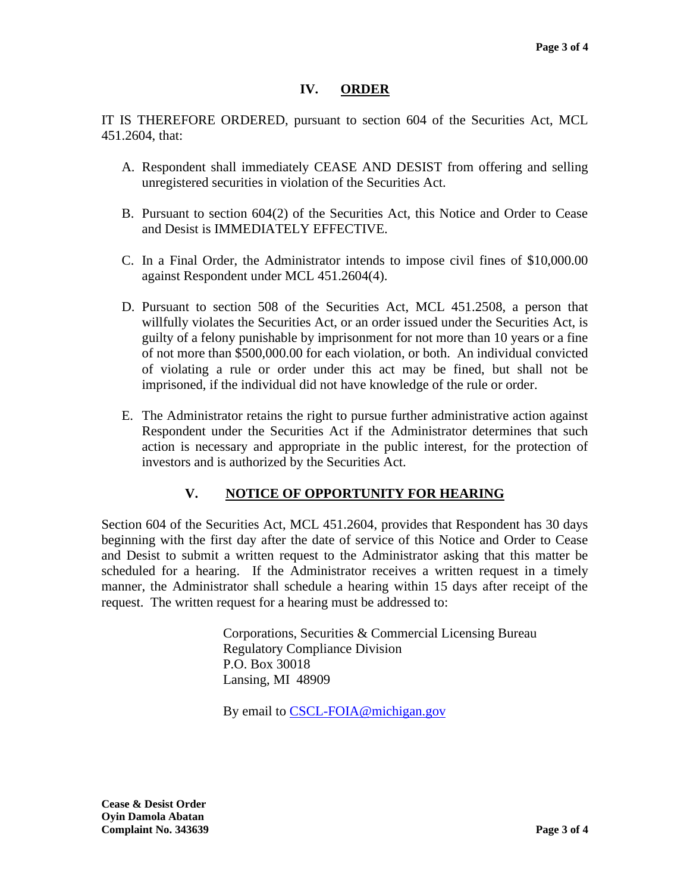## IV. ORDER

IT IS THEREFORE ORDERED, pursuant to section 604 of the Securities Act, MCL 451.2604, that:

A. Respondent shall immediately CEASE AND DESIST from offering and selling unregistered securities in violation of the Securities Act.

B. Pursuant to section 604(2) of the Securities Act, this Notice and Order to Cease and Desist is IMMEDIATELY EFFECTIVE.

C. In a Final Order, the Administrator intends to impose civil fines of $10,000.00 against Respondent under MCL 451.2604(4).

D. Pursuant to section 508 of the Securities Act, MCL 451.2508, a person that willfully violates the Securities Act, or an order issued under the Securities Act, is guilty of a felony punishable by imprisonment for not more than 10 years or a fine of not more than $500,000.00 for each violation, or both. An individual convicted of violating a rule or order under this act may be fined, but shall not be imprisoned, if the individual did not have knowledge of the rule or order.

E. The Administrator retains the right to pursue further administrative action against Respondent under the Securities Act if the Administrator determines that such action is necessary and appropriate in the public interest, for the protection of investors and is authorized by the Securities Act.

## V. NOTICE OF OPPORTUNITY FOR HEARING

Section 604 of the Securities Act, MCL 451.2604, provides that Respondent has 30 days beginning with the first day after the date of service of this Notice and Order to Cease and Desist to submit a written request to the Administrator asking that this matter be scheduled for a hearing. If the Administrator receives a written request in a timely manner, the Administrator shall schedule a hearing within 15 days after receipt of the request. The written request for a hearing must be addressed to:

Corporations, Securities & Commercial Licensing Bureau
Regulatory Compliance Division
P.O. Box 30018
Lansing, MI 48909

By email to CSCL-FOIA@michigan.gov

**Cease & Desist Order**
**Oyin Damola Abatan**
**Complaint No. 343639**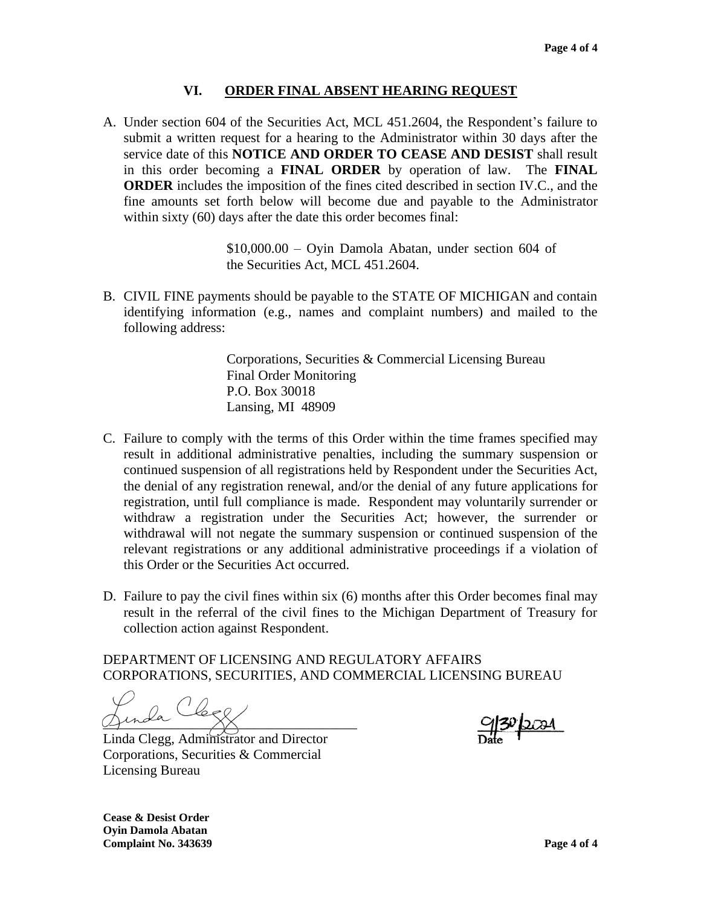## VI. ORDER FINAL ABSENT HEARING REQUEST

A. Under section 604 of the Securities Act, MCL 451.2604, the Respondent's failure to submit a written request for a hearing to the Administrator within 30 days after the service date of this **NOTICE AND ORDER TO CEASE AND DESIST** shall result in this order becoming a **FINAL ORDER** by operation of law. The **FINAL ORDER** includes the imposition of the fines cited described in section IV.C., and the fine amounts set forth below will become due and payable to the Administrator within sixty (60) days after the date this order becomes final:

   $10,000.00 – Oyin Damola Abatan, under section 604 of the Securities Act, MCL 451.2604.

B. CIVIL FINE payments should be payable to the STATE OF MICHIGAN and contain identifying information (e.g., names and complaint numbers) and mailed to the following address:

   Corporations, Securities & Commercial Licensing Bureau
   Final Order Monitoring
   P.O. Box 30018
   Lansing, MI 48909

C. Failure to comply with the terms of this Order within the time frames specified may result in additional administrative penalties, including the summary suspension or continued suspension of all registrations held by Respondent under the Securities Act, the denial of any registration renewal, and/or the denial of any future applications for registration, until full compliance is made. Respondent may voluntarily surrender or withdraw a registration under the Securities Act; however, the surrender or withdrawal will not negate the summary suspension or continued suspension of the relevant registrations or any additional administrative proceedings if a violation of this Order or the Securities Act occurred.

D. Failure to pay the civil fines within six (6) months after this Order becomes final may result in the referral of the civil fines to the Michigan Department of Treasury for collection action against Respondent.

DEPARTMENT OF LICENSING AND REGULATORY AFFAIRS
CORPORATIONS, SECURITIES, AND COMMERCIAL LICENSING BUREAU

Linda Clegg

Linda Clegg, Administrator and Director
Corporations, Securities & Commercial
Licensing Bureau

9/30/2021
Date

**Cease & Desist Order**
**Oyin Damola Abatan**
**Complaint No. 343639**